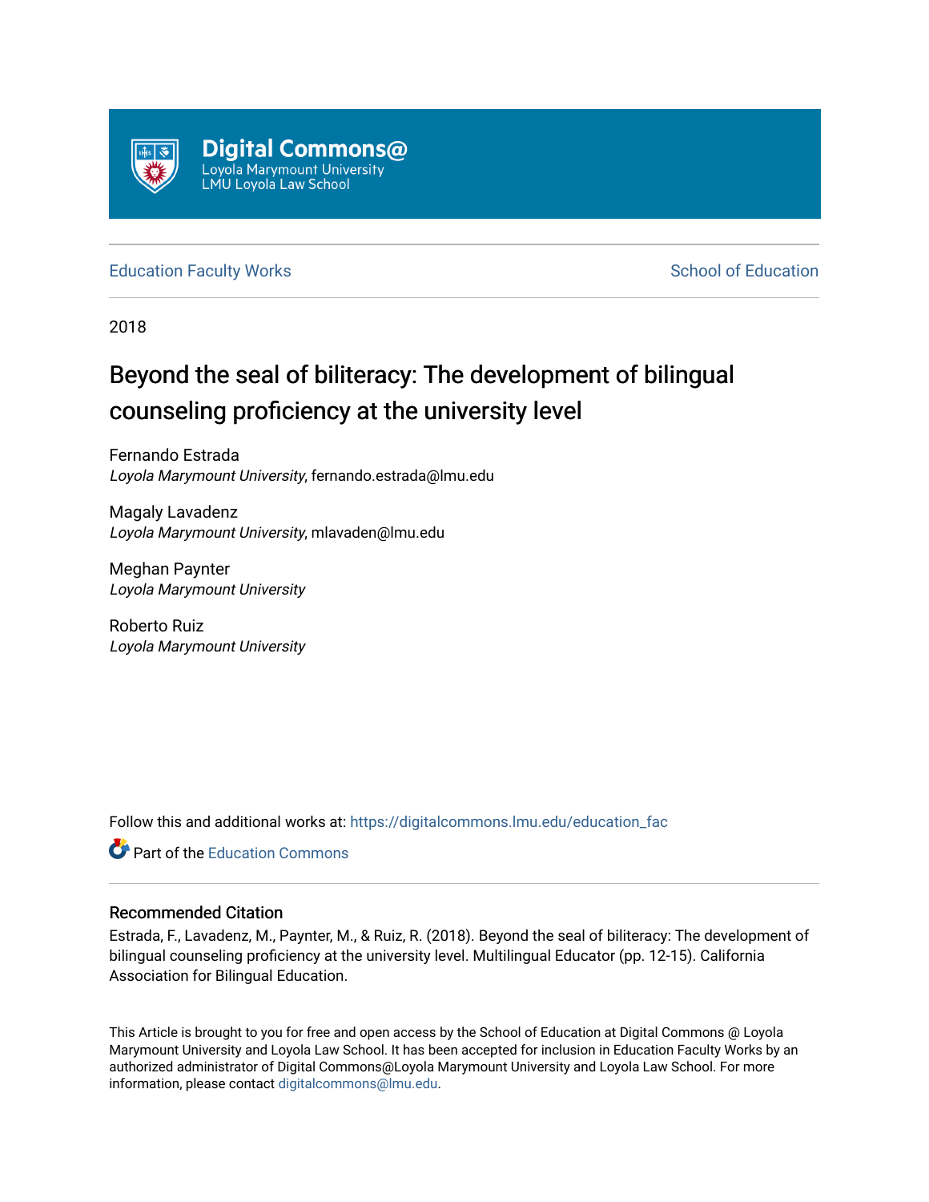Digital Commons@
Loyola Marymount University
LMU Loyola Law School

Education Faculty Works | School of Education

2018

# Beyond the seal of biliteracy: The development of bilingual counseling proficiency at the university level

Fernando Estrada
*Loyola Marymount University*, fernando.estrada@lmu.edu

Magaly Lavadenz
*Loyola Marymount University*, mlavaden@lmu.edu

Meghan Paynter
*Loyola Marymount University*

Roberto Ruiz
*Loyola Marymount University*

Follow this and additional works at: https://digitalcommons.lmu.edu/education_fac

Part of the Education Commons

## Recommended Citation

Estrada, F., Lavadenz, M., Paynter, M., & Ruiz, R. (2018). Beyond the seal of biliteracy: The development of bilingual counseling proficiency at the university level. Multilingual Educator (pp. 12-15). California Association for Bilingual Education.

This Article is brought to you for free and open access by the School of Education at Digital Commons @ Loyola Marymount University and Loyola Law School. It has been accepted for inclusion in Education Faculty Works by an authorized administrator of Digital Commons@Loyola Marymount University and Loyola Law School. For more information, please contact digitalcommons@lmu.edu.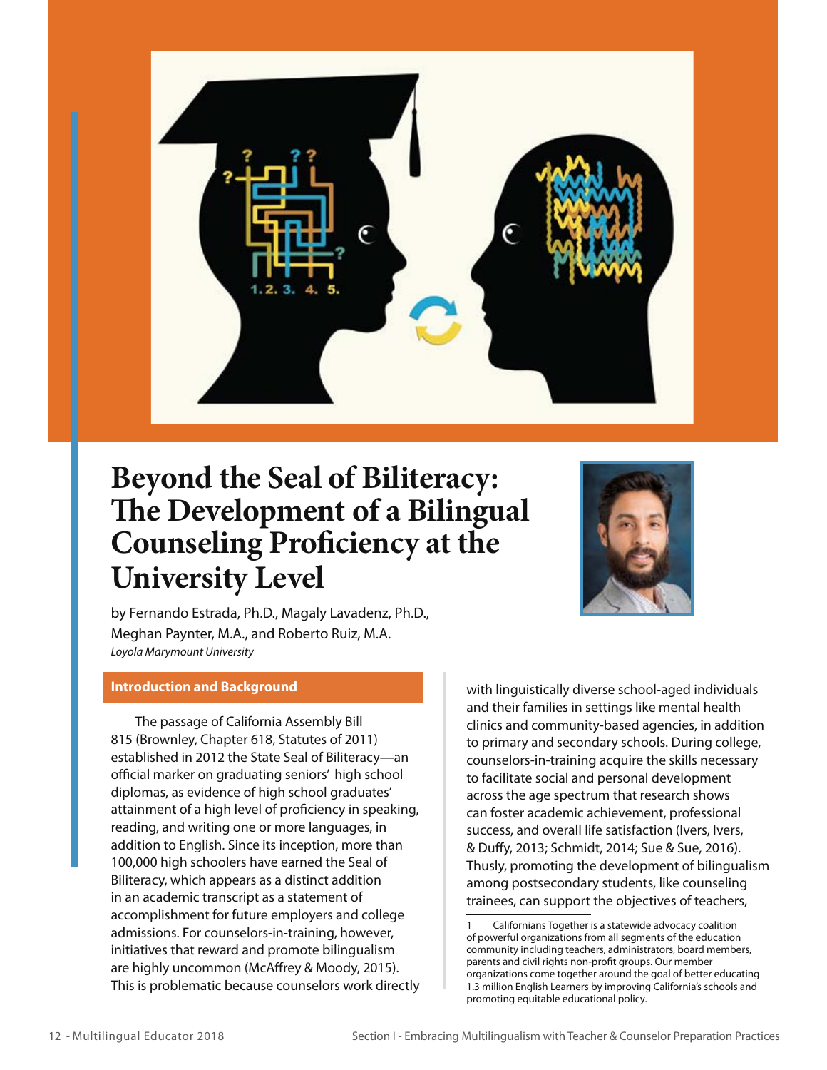# Beyond the Seal of Biliteracy: The Development of a Bilingual Counseling Proficiency at the University Level

by Fernando Estrada, Ph.D., Magaly Lavadenz, Ph.D., Meghan Paynter, M.A., and Roberto Ruiz, M.A.
*Loyola Marymount University*

## Introduction and Background

The passage of California Assembly Bill 815 (Brownley, Chapter 618, Statutes of 2011) established in 2012 the State Seal of Biliteracy—an official marker on graduating seniors' high school diplomas, as evidence of high school graduates' attainment of a high level of proficiency in speaking, reading, and writing one or more languages, in addition to English. Since its inception, more than 100,000 high schoolers have earned the Seal of Biliteracy, which appears as a distinct addition in an academic transcript as a statement of accomplishment for future employers and college admissions. For counselors-in-training, however, initiatives that reward and promote bilingualism are highly uncommon (McAffrey & Moody, 2015). This is problematic because counselors work directly with linguistically diverse school-aged individuals and their families in settings like mental health clinics and community-based agencies, in addition to primary and secondary schools. During college, counselors-in-training acquire the skills necessary to facilitate social and personal development across the age spectrum that research shows can foster academic achievement, professional success, and overall life satisfaction (Ivers, Ivers, & Duffy, 2013; Schmidt, 2014; Sue & Sue, 2016). Thusly, promoting the development of bilingualism among postsecondary students, like counseling trainees, can support the objectives of teachers,

---

1 Californians Together is a statewide advocacy coalition of powerful organizations from all segments of the education community including teachers, administrators, board members, parents and civil rights non-profit groups. Our member organizations come together around the goal of better educating 1.3 million English Learners by improving California's schools and promoting equitable educational policy.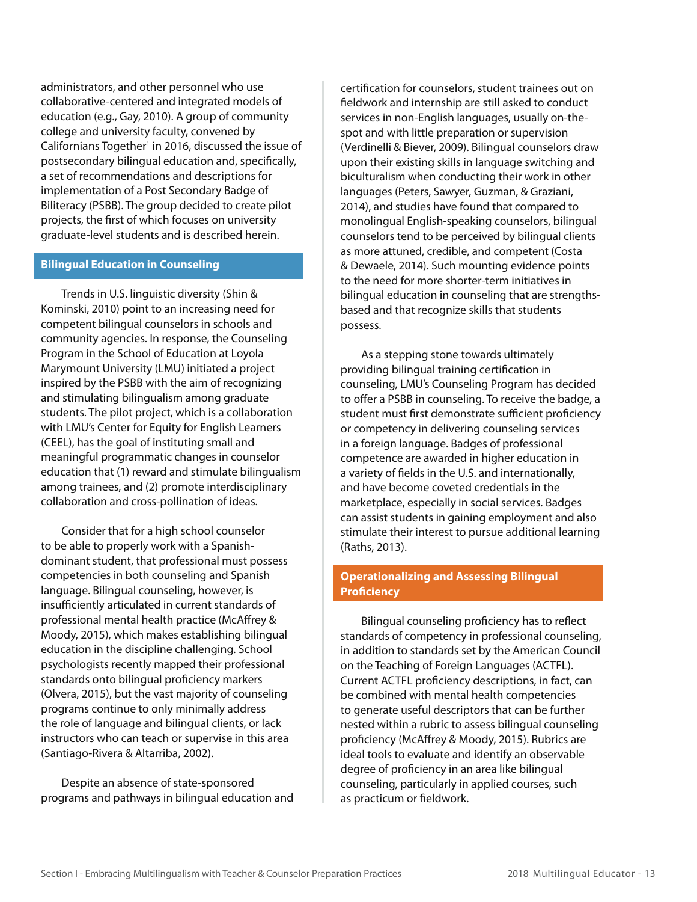administrators, and other personnel who use collaborative-centered and integrated models of education (e.g., Gay, 2010). A group of community college and university faculty, convened by Californians Together[1] in 2016, discussed the issue of postsecondary bilingual education and, specifically, a set of recommendations and descriptions for implementation of a Post Secondary Badge of Biliteracy (PSBB). The group decided to create pilot projects, the first of which focuses on university graduate-level students and is described herein.

## Bilingual Education in Counseling

Trends in U.S. linguistic diversity (Shin & Kominski, 2010) point to an increasing need for competent bilingual counselors in schools and community agencies. In response, the Counseling Program in the School of Education at Loyola Marymount University (LMU) initiated a project inspired by the PSBB with the aim of recognizing and stimulating bilingualism among graduate students. The pilot project, which is a collaboration with LMU's Center for Equity for English Learners (CEEL), has the goal of instituting small and meaningful programmatic changes in counselor education that (1) reward and stimulate bilingualism among trainees, and (2) promote interdisciplinary collaboration and cross-pollination of ideas.

Consider that for a high school counselor to be able to properly work with a Spanish-dominant student, that professional must possess competencies in both counseling and Spanish language. Bilingual counseling, however, is insufficiently articulated in current standards of professional mental health practice (McAffrey & Moody, 2015), which makes establishing bilingual education in the discipline challenging. School psychologists recently mapped their professional standards onto bilingual proficiency markers (Olvera, 2015), but the vast majority of counseling programs continue to only minimally address the role of language and bilingual clients, or lack instructors who can teach or supervise in this area (Santiago-Rivera & Altarriba, 2002).

Despite an absence of state-sponsored programs and pathways in bilingual education and certification for counselors, student trainees out on fieldwork and internship are still asked to conduct services in non-English languages, usually on-the-spot and with little preparation or supervision (Verdinelli & Biever, 2009). Bilingual counselors draw upon their existing skills in language switching and biculturalism when conducting their work in other languages (Peters, Sawyer, Guzman, & Graziani, 2014), and studies have found that compared to monolingual English-speaking counselors, bilingual counselors tend to be perceived by bilingual clients as more attuned, credible, and competent (Costa & Dewaele, 2014). Such mounting evidence points to the need for more shorter-term initiatives in bilingual education in counseling that are strengths-based and that recognize skills that students possess.

As a stepping stone towards ultimately providing bilingual training certification in counseling, LMU's Counseling Program has decided to offer a PSBB in counseling. To receive the badge, a student must first demonstrate sufficient proficiency or competency in delivering counseling services in a foreign language. Badges of professional competence are awarded in higher education in a variety of fields in the U.S. and internationally, and have become coveted credentials in the marketplace, especially in social services. Badges can assist students in gaining employment and also stimulate their interest to pursue additional learning (Raths, 2013).

## Operationalizing and Assessing Bilingual Proficiency

Bilingual counseling proficiency has to reflect standards of competency in professional counseling, in addition to standards set by the American Council on the Teaching of Foreign Languages (ACTFL). Current ACTFL proficiency descriptions, in fact, can be combined with mental health competencies to generate useful descriptors that can be further nested within a rubric to assess bilingual counseling proficiency (McAffrey & Moody, 2015). Rubrics are ideal tools to evaluate and identify an observable degree of proficiency in an area like bilingual counseling, particularly in applied courses, such as practicum or fieldwork.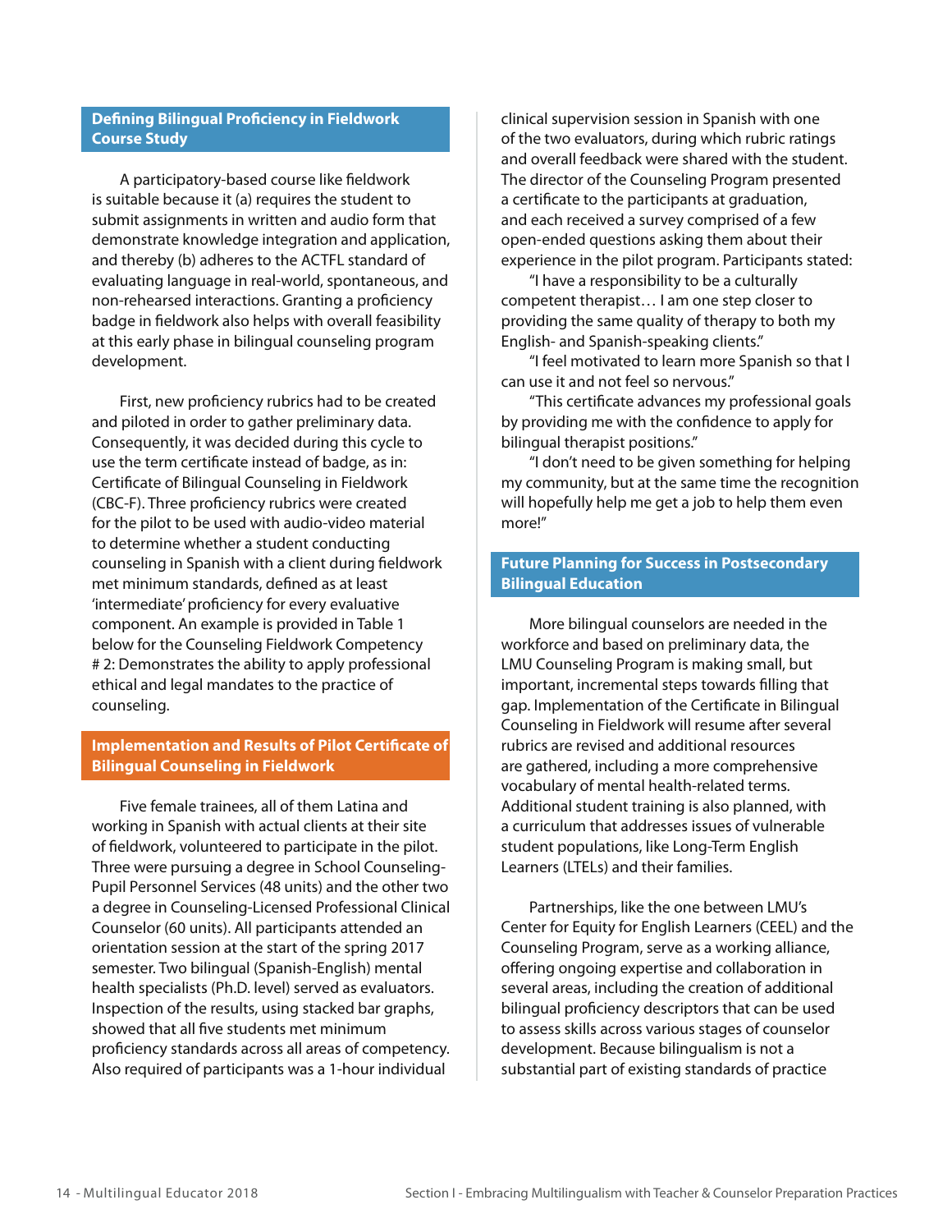## Defining Bilingual Proficiency in Fieldwork Course Study

A participatory-based course like fieldwork is suitable because it (a) requires the student to submit assignments in written and audio form that demonstrate knowledge integration and application, and thereby (b) adheres to the ACTFL standard of evaluating language in real-world, spontaneous, and non-rehearsed interactions. Granting a proficiency badge in fieldwork also helps with overall feasibility at this early phase in bilingual counseling program development.

First, new proficiency rubrics had to be created and piloted in order to gather preliminary data. Consequently, it was decided during this cycle to use the term certificate instead of badge, as in: Certificate of Bilingual Counseling in Fieldwork (CBC-F). Three proficiency rubrics were created for the pilot to be used with audio-video material to determine whether a student conducting counseling in Spanish with a client during fieldwork met minimum standards, defined as at least 'intermediate' proficiency for every evaluative component. An example is provided in Table 1 below for the Counseling Fieldwork Competency # 2: Demonstrates the ability to apply professional ethical and legal mandates to the practice of counseling.

## Implementation and Results of Pilot Certificate of Bilingual Counseling in Fieldwork

Five female trainees, all of them Latina and working in Spanish with actual clients at their site of fieldwork, volunteered to participate in the pilot. Three were pursuing a degree in School Counseling-Pupil Personnel Services (48 units) and the other two a degree in Counseling-Licensed Professional Clinical Counselor (60 units). All participants attended an orientation session at the start of the spring 2017 semester. Two bilingual (Spanish-English) mental health specialists (Ph.D. level) served as evaluators. Inspection of the results, using stacked bar graphs, showed that all five students met minimum proficiency standards across all areas of competency. Also required of participants was a 1-hour individual clinical supervision session in Spanish with one of the two evaluators, during which rubric ratings and overall feedback were shared with the student. The director of the Counseling Program presented a certificate to the participants at graduation, and each received a survey comprised of a few open-ended questions asking them about their experience in the pilot program. Participants stated:

"I have a responsibility to be a culturally competent therapist… I am one step closer to providing the same quality of therapy to both my English- and Spanish-speaking clients."

"I feel motivated to learn more Spanish so that I can use it and not feel so nervous."

"This certificate advances my professional goals by providing me with the confidence to apply for bilingual therapist positions."

"I don't need to be given something for helping my community, but at the same time the recognition will hopefully help me get a job to help them even more!"

## Future Planning for Success in Postsecondary Bilingual Education

More bilingual counselors are needed in the workforce and based on preliminary data, the LMU Counseling Program is making small, but important, incremental steps towards filling that gap. Implementation of the Certificate in Bilingual Counseling in Fieldwork will resume after several rubrics are revised and additional resources are gathered, including a more comprehensive vocabulary of mental health-related terms. Additional student training is also planned, with a curriculum that addresses issues of vulnerable student populations, like Long-Term English Learners (LTELs) and their families.

Partnerships, like the one between LMU's Center for Equity for English Learners (CEEL) and the Counseling Program, serve as a working alliance, offering ongoing expertise and collaboration in several areas, including the creation of additional bilingual proficiency descriptors that can be used to assess skills across various stages of counselor development. Because bilingualism is not a substantial part of existing standards of practice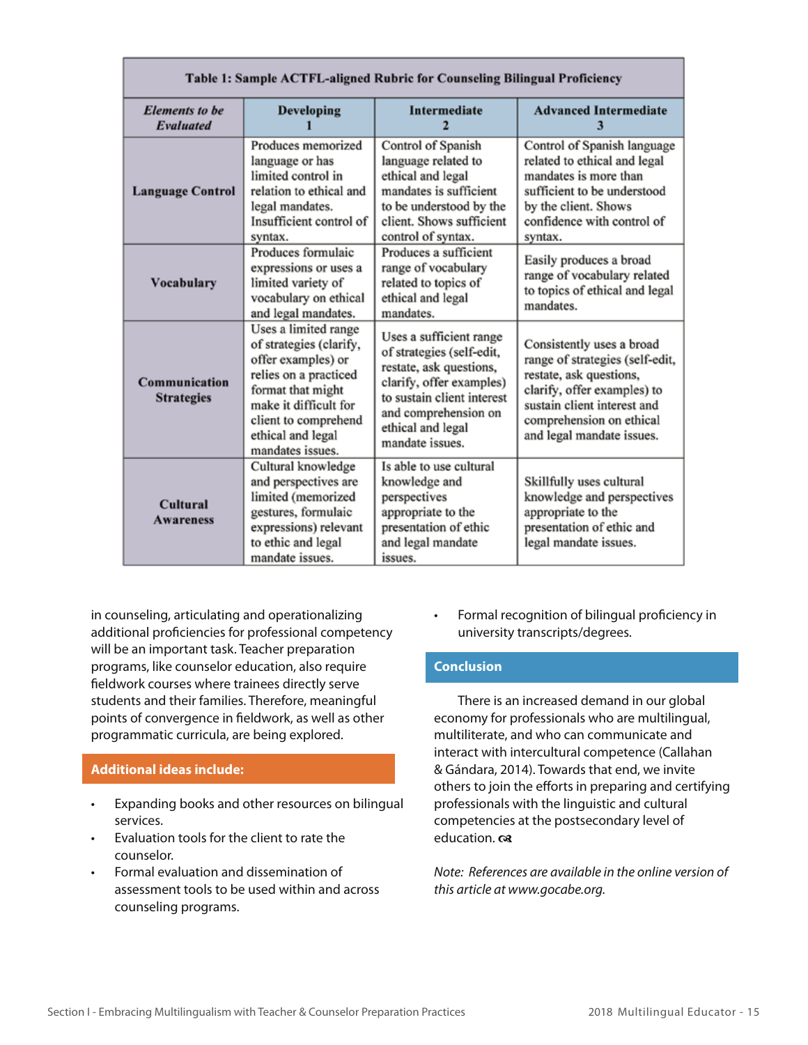**Table 1: Sample ACTFL-aligned Rubric for Counseling Bilingual Proficiency**

| *Elements to be Evaluated* | Developing 1 | Intermediate 2 | Advanced Intermediate 3 |
|---|---|---|---|
| **Language Control** | Produces memorized language or has limited control in relation to ethical and legal mandates. Insufficient control of syntax. | Control of Spanish language related to ethical and legal mandates is sufficient to be understood by the client. Shows sufficient control of syntax. | Control of Spanish language related to ethical and legal mandates is more than sufficient to be understood by the client. Shows confidence with control of syntax. |
| **Vocabulary** | Produces formulaic expressions or uses a limited variety of vocabulary on ethical and legal mandates. | Produces a sufficient range of vocabulary related to topics of ethical and legal mandates. | Easily produces a broad range of vocabulary related to topics of ethical and legal mandates. |
| **Communication Strategies** | Uses a limited range of strategies (clarify, offer examples) or relies on a practiced format that might make it difficult for client to comprehend ethical and legal mandates issues. | Uses a sufficient range of strategies (self-edit, restate, ask questions, clarify, offer examples) to sustain client interest and comprehension on ethical and legal mandate issues. | Consistently uses a broad range of strategies (self-edit, restate, ask questions, clarify, offer examples) to sustain client interest and comprehension on ethical and legal mandate issues. |
| **Cultural Awareness** | Cultural knowledge and perspectives are limited (memorized gestures, formulaic expressions) relevant to ethic and legal mandate issues. | Is able to use cultural knowledge and perspectives appropriate to the presentation of ethic and legal mandate issues. | Skillfully uses cultural knowledge and perspectives appropriate to the presentation of ethic and legal mandate issues. |

in counseling, articulating and operationalizing additional proficiencies for professional competency will be an important task. Teacher preparation programs, like counselor education, also require fieldwork courses where trainees directly serve students and their families. Therefore, meaningful points of convergence in fieldwork, as well as other programmatic curricula, are being explored.

## Additional ideas include:

- Expanding books and other resources on bilingual services.
- Evaluation tools for the client to rate the counselor.
- Formal evaluation and dissemination of assessment tools to be used within and across counseling programs.
- Formal recognition of bilingual proficiency in university transcripts/degrees.

## Conclusion

There is an increased demand in our global economy for professionals who are multilingual, multiliterate, and who can communicate and interact with intercultural competence (Callahan & Gándara, 2014). Towards that end, we invite others to join the efforts in preparing and certifying professionals with the linguistic and cultural competencies at the postsecondary level of education.

*Note: References are available in the online version of this article at www.gocabe.org.*